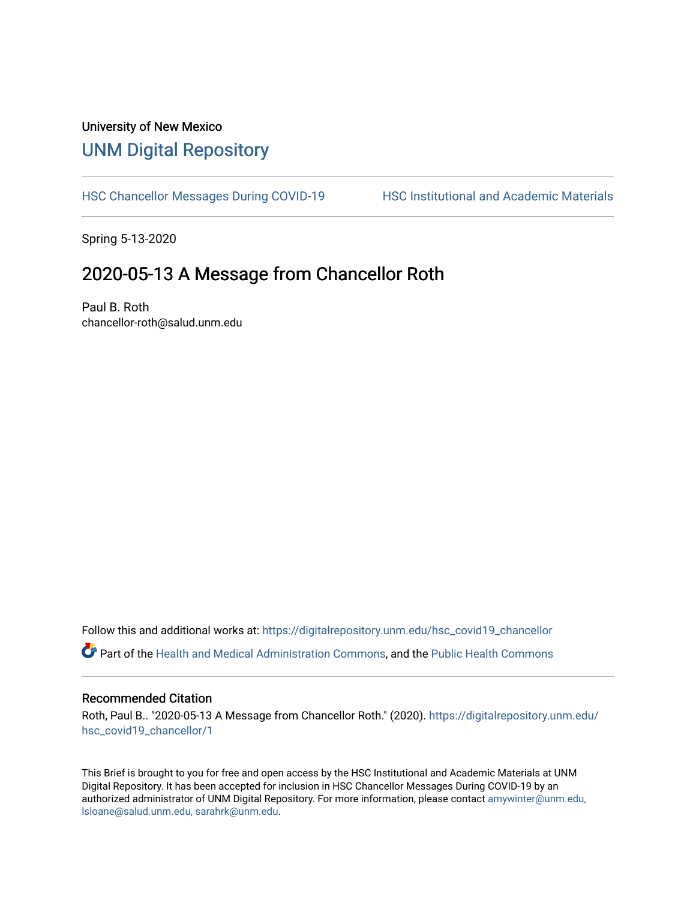University of New Mexico

# UNM Digital Repository

HSC Chancellor Messages During COVID-19 | HSC Institutional and Academic Materials

Spring 5-13-2020

## 2020-05-13 A Message from Chancellor Roth

Paul B. Roth
chancellor-roth@salud.unm.edu

Follow this and additional works at: https://digitalrepository.unm.edu/hsc_covid19_chancellor

Part of the Health and Medical Administration Commons, and the Public Health Commons

### Recommended Citation

Roth, Paul B.. "2020-05-13 A Message from Chancellor Roth." (2020). https://digitalrepository.unm.edu/hsc_covid19_chancellor/1

This Brief is brought to you for free and open access by the HSC Institutional and Academic Materials at UNM Digital Repository. It has been accepted for inclusion in HSC Chancellor Messages During COVID-19 by an authorized administrator of UNM Digital Repository. For more information, please contact amywinter@unm.edu, lsloane@salud.unm.edu, sarahrk@unm.edu.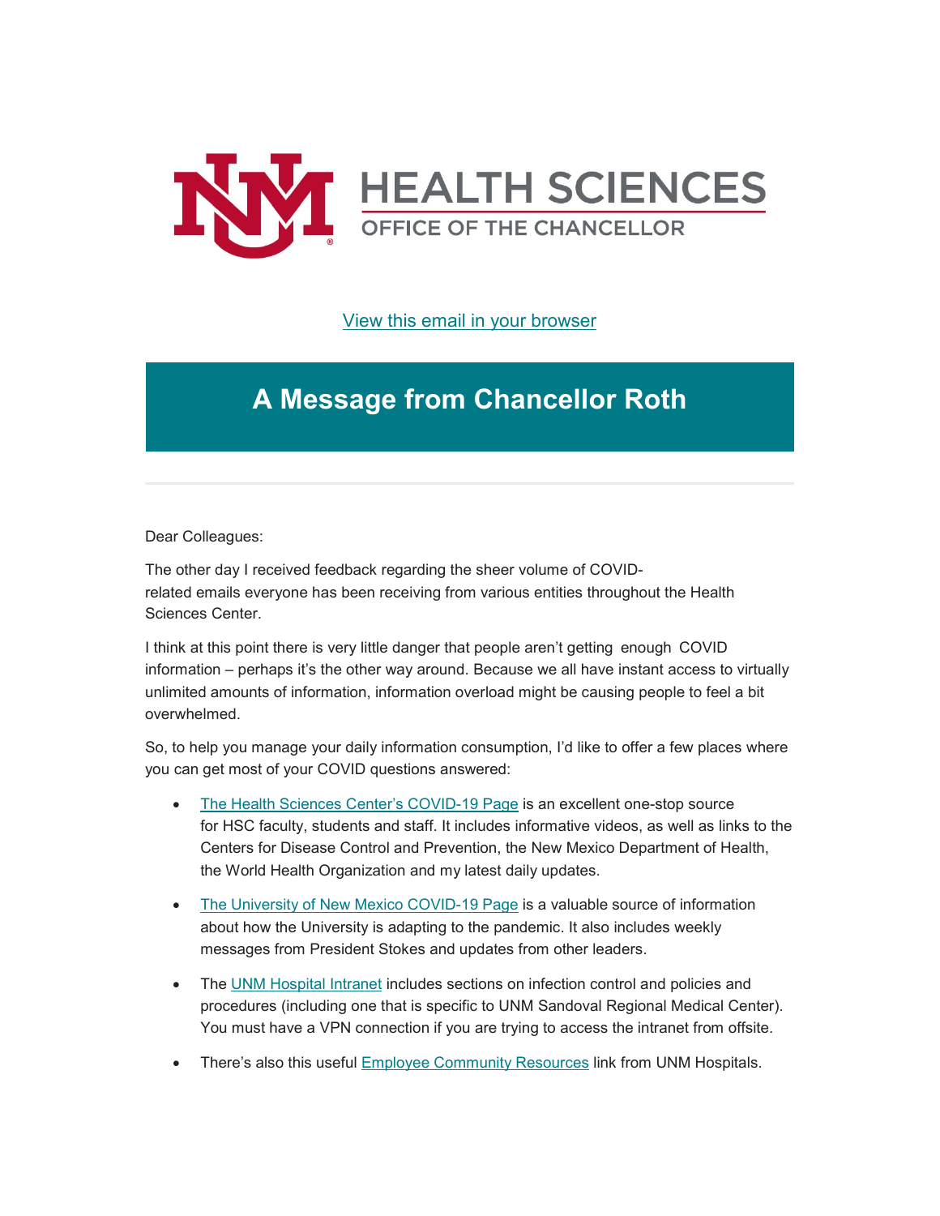HEALTH SCIENCES
OFFICE OF THE CHANCELLOR

View this email in your browser

# A Message from Chancellor Roth

Dear Colleagues:

The other day I received feedback regarding the sheer volume of COVID-related emails everyone has been receiving from various entities throughout the Health Sciences Center.

I think at this point there is very little danger that people aren't getting enough COVID information – perhaps it's the other way around. Because we all have instant access to virtually unlimited amounts of information, information overload might be causing people to feel a bit overwhelmed.

So, to help you manage your daily information consumption, I'd like to offer a few places where you can get most of your COVID questions answered:

- The Health Sciences Center's COVID-19 Page is an excellent one-stop source for HSC faculty, students and staff. It includes informative videos, as well as links to the Centers for Disease Control and Prevention, the New Mexico Department of Health, the World Health Organization and my latest daily updates.
- The University of New Mexico COVID-19 Page is a valuable source of information about how the University is adapting to the pandemic. It also includes weekly messages from President Stokes and updates from other leaders.
- The UNM Hospital Intranet includes sections on infection control and policies and procedures (including one that is specific to UNM Sandoval Regional Medical Center). You must have a VPN connection if you are trying to access the intranet from offsite.
- There's also this useful Employee Community Resources link from UNM Hospitals.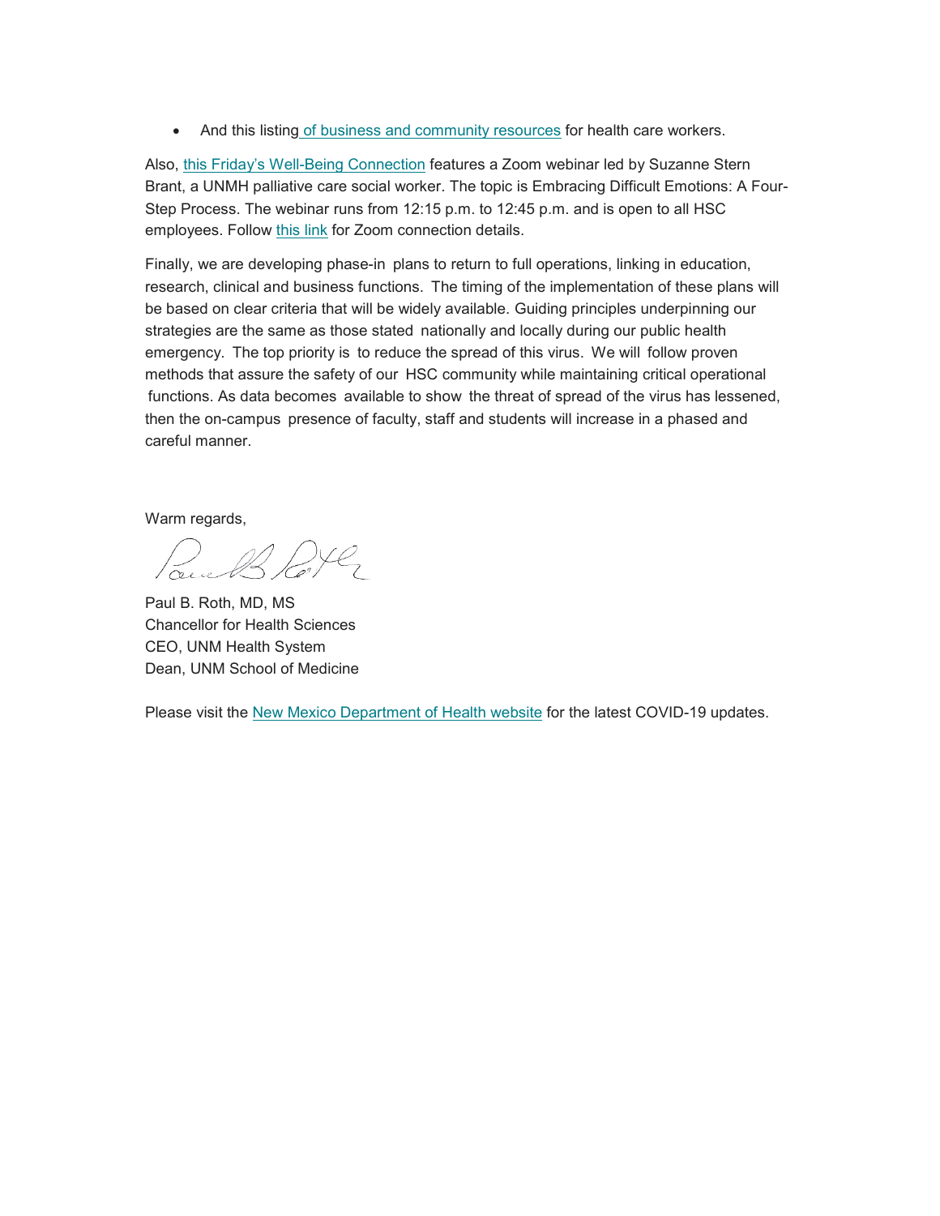- And this listing of business and community resources for health care workers.

Also, this Friday's Well-Being Connection features a Zoom webinar led by Suzanne Stern Brant, a UNMH palliative care social worker. The topic is Embracing Difficult Emotions: A Four-Step Process. The webinar runs from 12:15 p.m. to 12:45 p.m. and is open to all HSC employees. Follow this link for Zoom connection details.

Finally, we are developing phase-in plans to return to full operations, linking in education, research, clinical and business functions. The timing of the implementation of these plans will be based on clear criteria that will be widely available. Guiding principles underpinning our strategies are the same as those stated nationally and locally during our public health emergency. The top priority is to reduce the spread of this virus. We will follow proven methods that assure the safety of our HSC community while maintaining critical operational functions. As data becomes available to show the threat of spread of the virus has lessened, then the on-campus presence of faculty, staff and students will increase in a phased and careful manner.

Warm regards,

Paul B. Roth, MD, MS
Chancellor for Health Sciences
CEO, UNM Health System
Dean, UNM School of Medicine

Please visit the New Mexico Department of Health website for the latest COVID-19 updates.